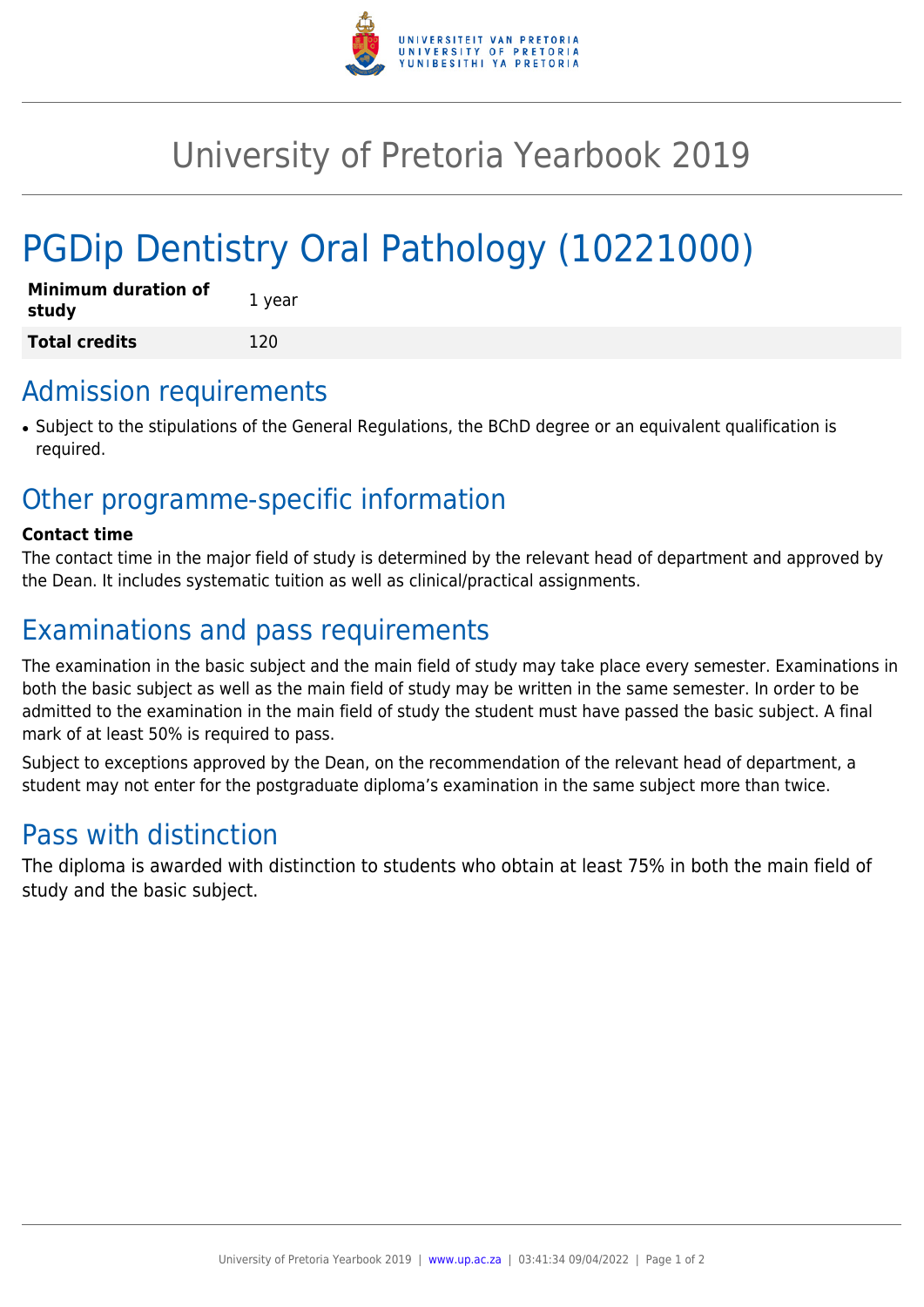# University of Pretoria Yearbook 2019

# PGDip Dentistry Oral Pathology (10221000)

| | |
|---|---|
| **Minimum duration of study** | 1 year |
| **Total credits** | 120 |

## Admission requirements

- Subject to the stipulations of the General Regulations, the BChD degree or an equivalent qualification is required.

## Other programme-specific information

**Contact time**

The contact time in the major field of study is determined by the relevant head of department and approved by the Dean. It includes systematic tuition as well as clinical/practical assignments.

## Examinations and pass requirements

The examination in the basic subject and the main field of study may take place every semester. Examinations in both the basic subject as well as the main field of study may be written in the same semester. In order to be admitted to the examination in the main field of study the student must have passed the basic subject. A final mark of at least 50% is required to pass.

Subject to exceptions approved by the Dean, on the recommendation of the relevant head of department, a student may not enter for the postgraduate diploma's examination in the same subject more than twice.

## Pass with distinction

The diploma is awarded with distinction to students who obtain at least 75% in both the main field of study and the basic subject.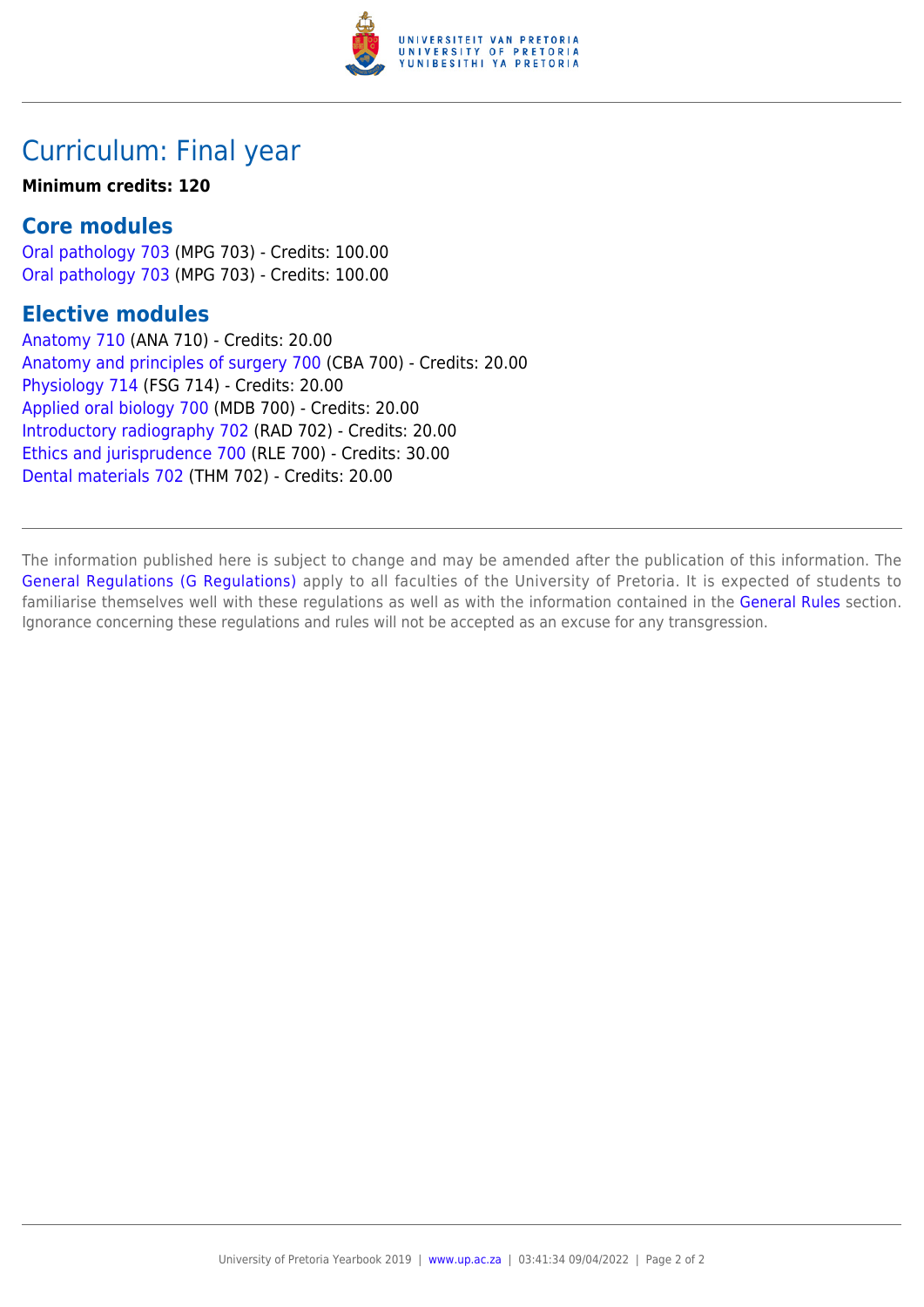# Curriculum: Final year

**Minimum credits: 120**

## Core modules

Oral pathology 703 (MPG 703) - Credits: 100.00
Oral pathology 703 (MPG 703) - Credits: 100.00

## Elective modules

Anatomy 710 (ANA 710) - Credits: 20.00
Anatomy and principles of surgery 700 (CBA 700) - Credits: 20.00
Physiology 714 (FSG 714) - Credits: 20.00
Applied oral biology 700 (MDB 700) - Credits: 20.00
Introductory radiography 702 (RAD 702) - Credits: 20.00
Ethics and jurisprudence 700 (RLE 700) - Credits: 30.00
Dental materials 702 (THM 702) - Credits: 20.00

The information published here is subject to change and may be amended after the publication of this information. The General Regulations (G Regulations) apply to all faculties of the University of Pretoria. It is expected of students to familiarise themselves well with these regulations as well as with the information contained in the General Rules section. Ignorance concerning these regulations and rules will not be accepted as an excuse for any transgression.